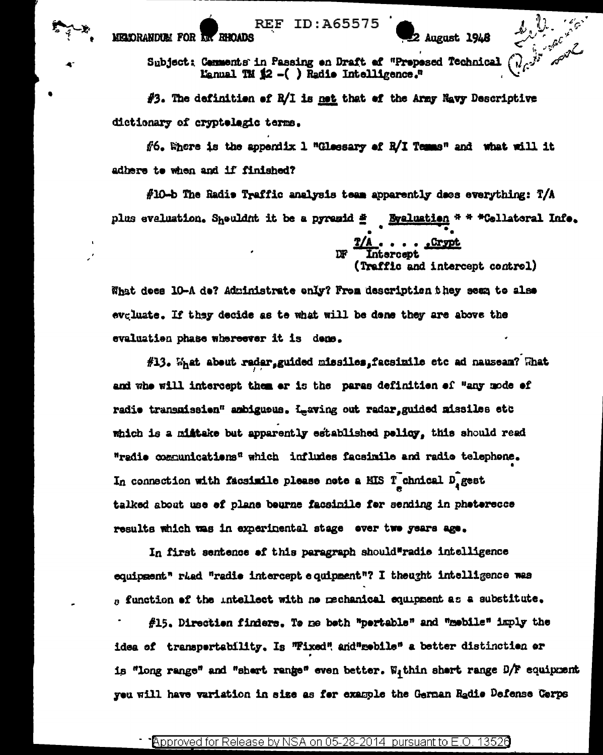REF ID:A65575

MEMORANDUM FOR DR RHOADS 2 August 1948

Subject: Comments in Passing on Draft of "Proposed Technical Manual TM 12 -( ) Radio Intelligence."

#3. The definition of R/I is not that of the Army Navy Descriptive dictionary of cryptologic terms.

#6. Where is the appendix 1 "Glossary of R/I Terms" and what will it adhere to when and if finished?

#10-b The Radio Traffic analysis team apparently does everything: T/A plus evaluation. Shouldnt it be a pyramid # Evaluation * * *Collatoral Info.

T/A . . . . .Crypt
DF Intercept
(Traffic and intercept control)

What does 10-A do? Administrate only? From description they seem to also evaluate. If they decide as to what will be done they are above the evaluation phase whereever it is done.

#13. What about radar,guided missiles,facsimile etc ad nauseam? What and who will intercept them or is the paras definition of "any mode of radio transmission" ambiguous. Leaving out radar,guided missiles etc which is a mistake but apparently established policy, this should read "radio communications" which includes facsimile and radio telephone. In connection with facsimile please note a MIS Technical Digest talked about use of plane bourne facsimile for sending in photorecce results which was in experimental stage over two years ago.

In first sentence of this paragraph should"radio intelligence equipment" read "radio intercept equipment"? I thought intelligence was a function of the intellect with no mechanical equipment as a substitute.

#15. Direction finders. To me both "portable" and "mobile" imply the idea of transportability. Is "Fixed" and"mobile" a better distinction or is "long range" and "short range" even better. Within short range D/F equipment you will have variation in size as for example the German Radio Defense Corps

Approved for Release by NSA on 05-28-2014 pursuant to E.O. 13526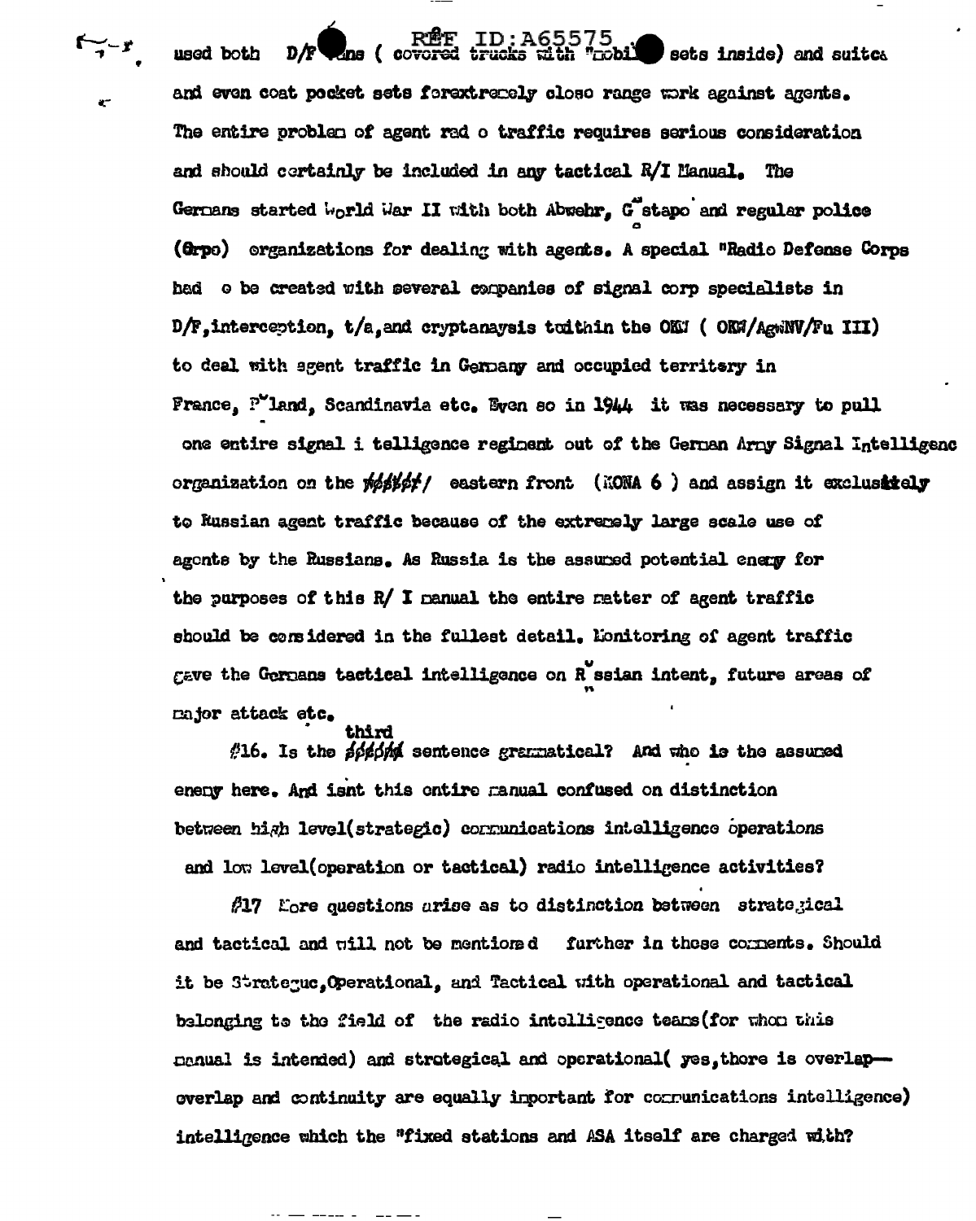used both D/F vans ( covered trucks with "mobil sets inside) and suitca and even coat pocket sets forextremely close range work against agents. The entire problem of agent rad o traffic requires serious consideration and should certainly be included in any tactical R/I Manual. The Germans started World War II with both Abwehr, Gestapo and regular police (Orpo) organizations for dealing with agents. A special "Radio Defense Corps had o be created with several companies of signal corp specialists in D/F, interception, t/a, and cryptanaysis twithin the OKW ( OKW/AgWNV/Fu III) to deal with agent traffic in Germany and occupied territory in France, Poland, Scandinavia etc. Even so in 1944 it was necessary to pull one entire signal i telligence regiment out of the German Army Signal Intelligenc organization on the ~~weste/~~ eastern front (KONA 6 ) and assign it exclusively to Russian agent traffic because of the extremely large scale use of agents by the Russians. As Russia is the assumed potential enemy for the purposes of this R/ I manual the entire matter of agent traffic should be considered in the fullest detail. Monitoring of agent traffic gave the Germans tactical intelligence on Russian intent, future areas of major attack etc.

#16. Is the ~~second~~ third sentence grammatical? And who is the assumed enemy here. And isnt this entire manual confused on distinction between high level(strategic) communications intelligence operations and low level(operation or tactical) radio intelligence activities?

#17 More questions arise as to distinction between strategical and tactical and will not be mentioned further in these comments. Should it be Strateguc, Operational, and Tactical with operational and tactical belonging to the field of the radio intelligence teams(for whom this manual is intended) and strategical and operational( yes, there is overlap— overlap and continuity are equally important for communications intelligence) intelligence which the "fixed stations and ASA itself are charged with?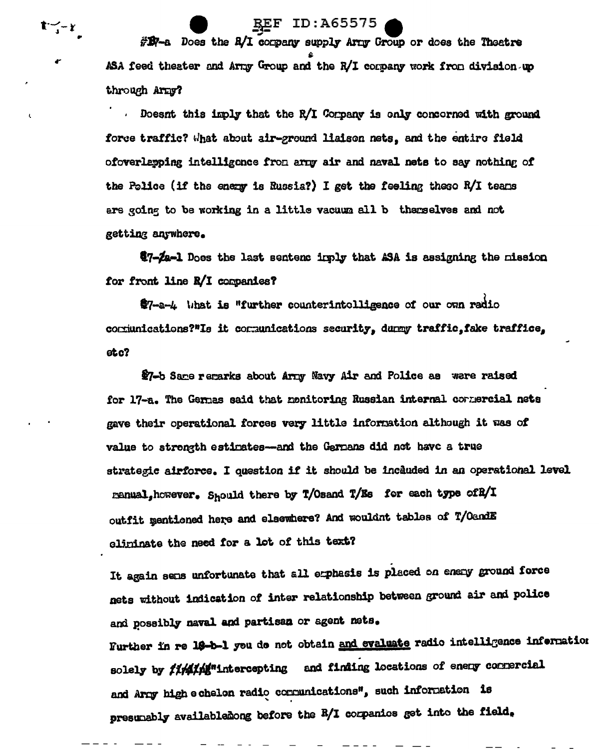#17-a Does the R/I company supply Army Group or does the Theatre ASA feed theater and Army Group and the R/I company work from division up through Army?

Doesnt this imply that the R/I Company is only concorned with ground force traffic? What about air-ground liaison nets, and the entire field ofoverlapping intelligence from army air and naval nets to say nothing of the Police (if the enemy is Russia?) I get the feeling these R/I teams are going to be working in a little vacuum all b themselves and not getting anywhere.

17-a-1 Does the last sentenc imply that ASA is assigning the mission for front line R/I companies?

17-a-4 What is "further counterintelligence of our own radio communications?"Is it communications security, dummy traffic,fake traffice, etc?

17-b Same remarks about Army Navy Air and Police as were raised for 17-a. The Germas said that monitoring Russian internal commercial nets gave their operational forces very little information although it was of value to strength estimates—and the Germans did not have a true strategic airforce. I question if it should be included in an operational level manual,however. Should there by T/Osand T/Es for each type ofR/I outfit mentioned here and elsewhere? And wouldnt tables of T/OandE eliminate the need for a lot of this text?

It again sems unfortunate that all emphasis is placed on enemy ground force nets without indication of inter relationship between ground air and police and possibly naval and partisan or agent nets.

Further in re 18-b-1 you do not obtain <u>and evaluate</u> radio intelligence information solely by ~~finding~~"intercepting and finding locations of enemy commercial and Army high echelon radio communications", such information is presumably availablelong before the R/I companies get into the field.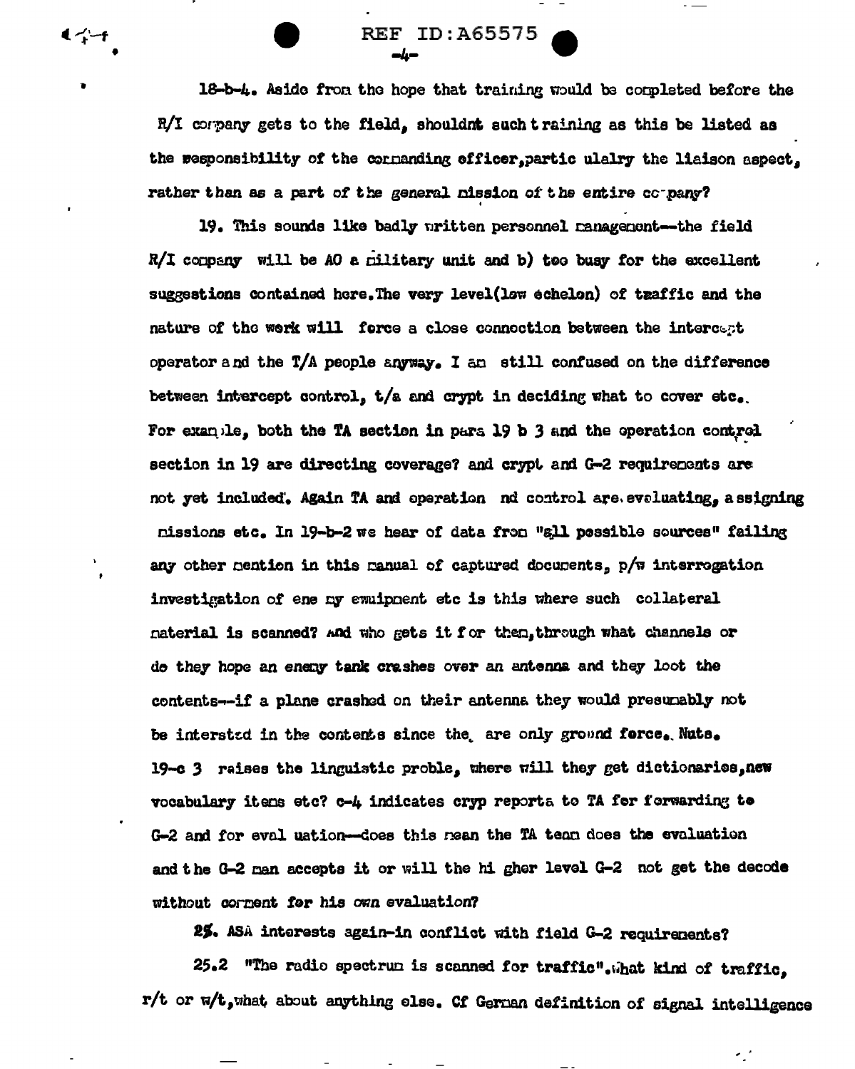18-b-4. Aside from the hope that training would be completed before the R/I company gets to the field, shouldnt such training as this be listed as the responsibility of the commanding officer,partic ulalry the liaison aspect, rather than as a part of the general mission of the entire company?

19. This sounds like badly written personnel management--the field R/I company will be AO a military unit and b) too busy for the excellent suggestions contained here.The very level(low echelon) of traffic and the nature of the work will force a close connection between the intercept operator and the T/A people anyway. I am still confused on the difference between intercept control, t/a and crypt in deciding what to cover etc.. For example, both the TA section in para 19 b 3 and the operation control section in 19 are directing coverage? and crypt and G-2 requirements are not yet included. Again TA and operation nd control are evaluating, assigning missions etc. In 19-b-2 we hear of data from "all possible sources" failing any other mention in this manual of captured documents, p/w interrogation investigation of ene my equipment etc is this where such collateral material is scanned? And who gets it for them,through what channels or do they hope an enemy tank crashes over an antenna and they loot the contents--if a plane crashed on their antenna they would presumably not be interstd in the contents since the are only ground force. Nuts. 19-c 3 raises the linguistic proble, where will they get dictionaries,new vocabulary items etc? c-4 indicates cryp reports to TA for forwarding to G-2 and for eval uation--does this mean the TA team does the evaluation and the G-2 man accepts it or will the hi gher level G-2 not get the decode without comment for his own evaluation?

25. ASA interests again-in conflict with field G-2 requirements?

25.2 "The radio spectrum is scanned for traffic".What kind of traffic, r/t or w/t,what about anything else. Cf German definition of signal intelligence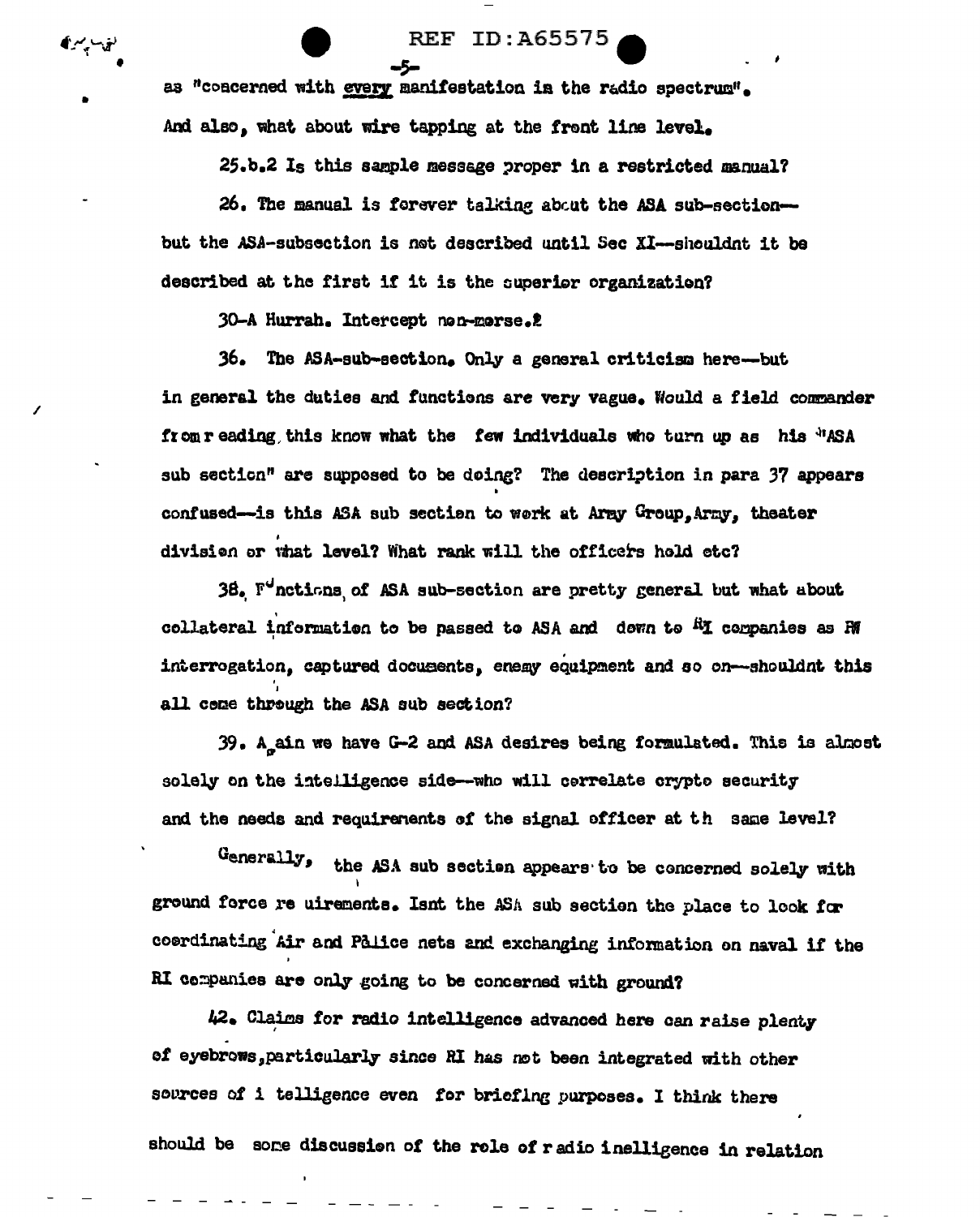as "concerned with every manifestation in the radio spectrum". And also, what about wire tapping at the front line level.

25.b.2 Is this sample message proper in a restricted manual?

26. The manual is forever talking about the ASA sub-section—but the ASA-subsection is not described until Sec XI—shouldnt it be described at the first if it is the superior organization?

30-A Hurrah. Intercept non-morse.!

36. The ASA-sub-section. Only a general criticism here—but in general the duties and functions are very vague. Would a field commander from reading this know what the few individuals who turn up as his "ASA sub section" are supposed to be doing? The description in para 37 appears confused—is this ASA sub section to work at Army Group, Army, theater division or what level? What rank will the officers hold etc?

38. Functions of ASA sub-section are pretty general but what about collateral information to be passed to ASA and down to RI companies as PW interrogation, captured documents, enemy equipment and so on—shouldnt this all come through the ASA sub section?

39. Again we have G-2 and ASA desires being formulated. This is almost solely on the intelligence side—who will correlate crypto security and the needs and requirements of the signal officer at th same level?

Generally, the ASA sub section appears to be concerned solely with ground force re uirements. Isnt the ASA sub section the place to look for coordinating Air and Police nets and exchanging information on naval if the RI companies are only going to be concerned with ground?

42. Claims for radio intelligence advanced here can raise plenty of eyebrows, particularly since RI has not been integrated with other sources of i telligence even for briefing purposes. I think there should be some discussion of the role of r adio inelligence in relation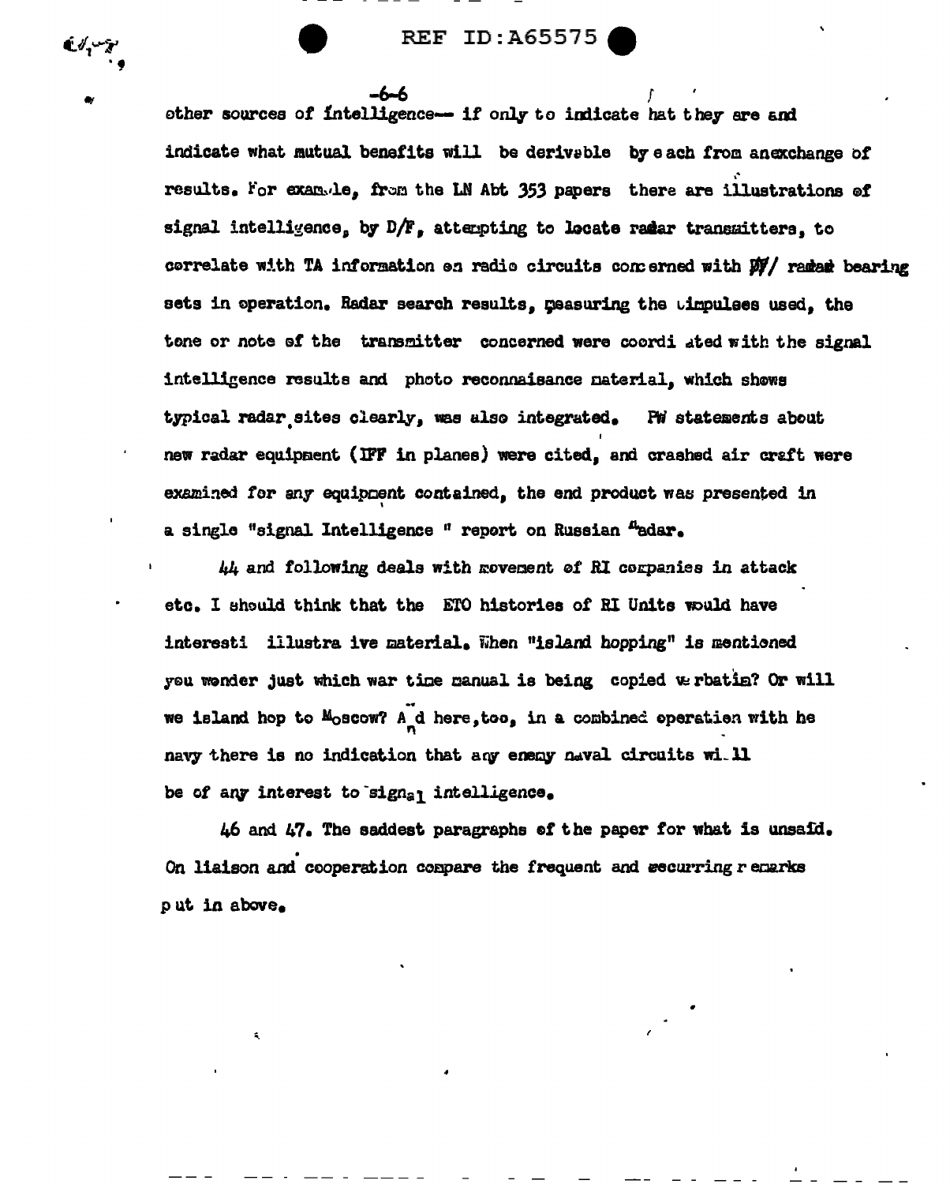other sources of intelligence— if only to indicate hat they are and indicate what mutual benefits will be derivable by each from anexchange of results. For example, from the LN Abt 353 papers there are illustrations of signal intelligence, by D/F, attempting to locate radar transmitters, to correlate with TA information on radio circuits concerned with radar bearing sets in operation. Radar search results, measuring the impulses used, the tone or note of the transmitter concerned were coordinated with the signal intelligence results and photo reconnaisance material, which shows typical radar sites clearly, was also integrated. PW statements about new radar equipment (IFF in planes) were cited, and crashed air craft were examined for any equipment contained, the end product was presented in a single "signal Intelligence " report on Russian Radar.

44 and following deals with movement of RI companies in attack etc. I should think that the ETO histories of RI Units would have interesti illustra ive material. When "island hopping" is mentioned you wonder just which war time manual is being copied verbatim? Or will we island hop to Moscow? And here, too, in a combined operation with he navy there is no indication that any enemy naval circuits will be of any interest to signal intelligence.

46 and 47. The saddest paragraphs of the paper for what is unsaid. On liaison and cooperation compare the frequent and recurring remarks put in above.